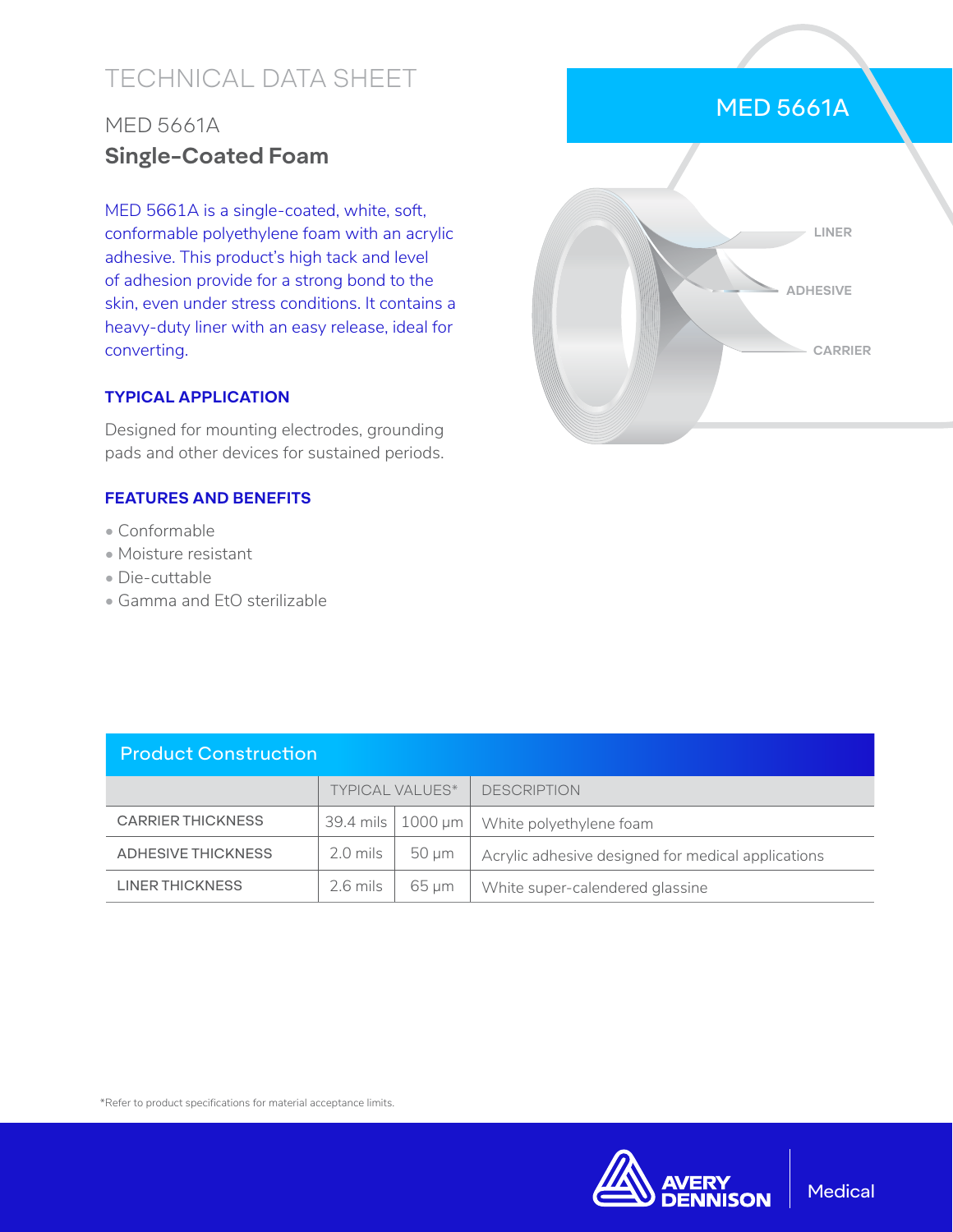# TECHNICAL DATA SHEET

## MED 5661A

## **Single-Coated Foam**

MED 5661A is a single-coated, white, soft, conformable polyethylene foam with an acrylic adhesive. This product's high tack and level of adhesion provide for a strong bond to the skin, even under stress conditions. It contains a heavy-duty liner with an easy release, ideal for converting.

### TYPICAL APPLICATION

Designed for mounting electrodes, grounding pads and other devices for sustained periods.

### FEATURES AND BENEFITS

- Conformable
- Moisture resistant
- Die-cuttable
- Gamma and EtO sterilizable

MED 5661A

LINER

ADHESIVE

CARRIER

## Product Construction

| | TYPICAL VALUES* | | DESCRIPTION |
|---|---|---|---|
| CARRIER THICKNESS | 39.4 mils | 1000 µm | White polyethylene foam |
| ADHESIVE THICKNESS | 2.0 mils | 50 µm | Acrylic adhesive designed for medical applications |
| LINER THICKNESS | 2.6 mils | 65 µm | White super-calendered glassine |

*Refer to product specifications for material acceptance limits.

AVERY DENNISON | Medical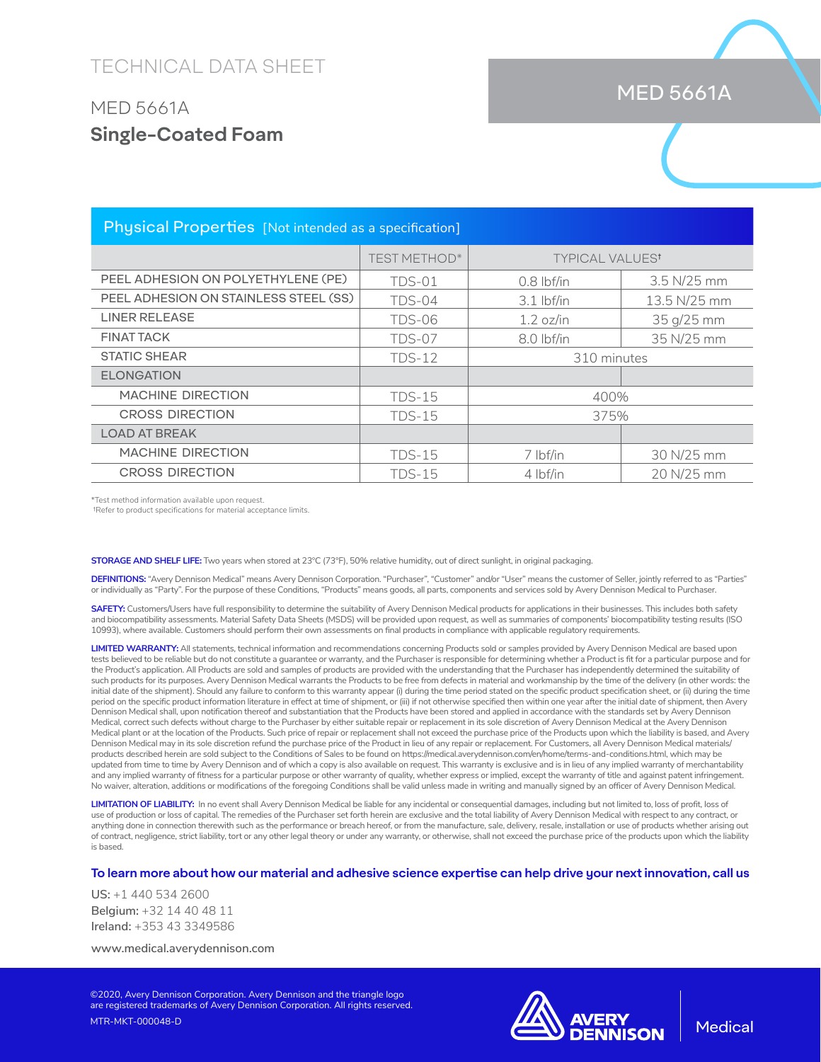TECHNICAL DATA SHEET

# MED 5661A

## Single-Coated Foam

MED 5661A

### Physical Properties [Not intended as a specification]

| | TEST METHOD* | TYPICAL VALUES† | |
|---|---|---|---|
| PEEL ADHESION ON POLYETHYLENE (PE) | TDS-01 | 0.8 lbf/in | 3.5 N/25 mm |
| PEEL ADHESION ON STAINLESS STEEL (SS) | TDS-04 | 3.1 lbf/in | 13.5 N/25 mm |
| LINER RELEASE | TDS-06 | 1.2 oz/in | 35 g/25 mm |
| FINAT TACK | TDS-07 | 8.0 lbf/in | 35 N/25 mm |
| STATIC SHEAR | TDS-12 | 310 minutes | |
| ELONGATION | | | |
| MACHINE DIRECTION | TDS-15 | 400% | |
| CROSS DIRECTION | TDS-15 | 375% | |
| LOAD AT BREAK | | | |
| MACHINE DIRECTION | TDS-15 | 7 lbf/in | 30 N/25 mm |
| CROSS DIRECTION | TDS-15 | 4 lbf/in | 20 N/25 mm |

*Test method information available upon request.
†Refer to product specifications for material acceptance limits.

**STORAGE AND SHELF LIFE:** Two years when stored at 23°C (73°F), 50% relative humidity, out of direct sunlight, in original packaging.

**DEFINITIONS:** "Avery Dennison Medical" means Avery Dennison Corporation. "Purchaser", "Customer" and/or "User" means the customer of Seller, jointly referred to as "Parties" or individually as "Party". For the purpose of these Conditions, "Products" means goods, all parts, components and services sold by Avery Dennison Medical to Purchaser.

**SAFETY:** Customers/Users have full responsibility to determine the suitability of Avery Dennison Medical products for applications in their businesses. This includes both safety and biocompatibility assessments. Material Safety Data Sheets (MSDS) will be provided upon request, as well as summaries of components' biocompatibility testing results (ISO 10993), where available. Customers should perform their own assessments on final products in compliance with applicable regulatory requirements.

**LIMITED WARRANTY:** All statements, technical information and recommendations concerning Products sold or samples provided by Avery Dennison Medical are based upon tests believed to be reliable but do not constitute a guarantee or warranty, and the Purchaser is responsible for determining whether a Product is fit for a particular purpose and for the Product's application. All Products are sold and samples of products are provided with the understanding that the Purchaser has independently determined the suitability of such products for its purposes. Avery Dennison Medical warrants the Products to be free from defects in material and workmanship by the time of the delivery (in other words: the initial date of the shipment). Should any failure to conform to this warranty appear (i) during the time period stated on the specific product specification sheet, or (ii) during the time period on the specific product information literature in effect at time of shipment, or (iii) if not otherwise specified then within one year after the initial date of shipment, then Avery Dennison Medical shall, upon notification thereof and substantiation that the Products have been stored and applied in accordance with the standards set by Avery Dennison Medical, correct such defects without charge to the Purchaser by either suitable repair or replacement in its sole discretion of Avery Dennison Medical at the Avery Dennison Medical plant or at the location of the Products. Such price of repair or replacement shall not exceed the purchase price of the Products upon which the liability is based, and Avery Dennison Medical may in its sole discretion refund the purchase price of the Product in lieu of any repair or replacement. For Customers, all Avery Dennison Medical materials/ products described herein are sold subject to the Conditions of Sales to be found on https://medical.averydennison.com/en/home/terms-and-conditions.html, which may be updated from time to time by Avery Dennison and of which a copy is also available on request. This warranty is exclusive and is in lieu of any implied warranty of merchantability and any implied warranty of fitness for a particular purpose or other warranty of quality, whether express or implied, except the warranty of title and against patent infringement. No waiver, alteration, additions or modifications of the foregoing Conditions shall be valid unless made in writing and manually signed by an officer of Avery Dennison Medical.

**LIMITATION OF LIABILITY:** In no event shall Avery Dennison Medical be liable for any incidental or consequential damages, including but not limited to, loss of profit, loss of use of production or loss of capital. The remedies of the Purchaser set forth herein are exclusive and the total liability of Avery Dennison Medical with respect to any contract, or anything done in connection therewith such as the performance or breach hereof, or from the manufacture, sale, delivery, resale, installation or use of products whether arising out of contract, negligence, strict liability, tort or any other legal theory or under any warranty, or otherwise, shall not exceed the purchase price of the products upon which the liability is based.

**To learn more about how our material and adhesive science expertise can help drive your next innovation, call us**

**US:** +1 440 534 2600
**Belgium:** +32 14 40 48 11
**Ireland:** +353 43 3349586

www.medical.averydennison.com

©2020, Avery Dennison Corporation. Avery Dennison and the triangle logo are registered trademarks of Avery Dennison Corporation. All rights reserved.

MTR-MKT-000048-D

AVERY DENNISON Medical